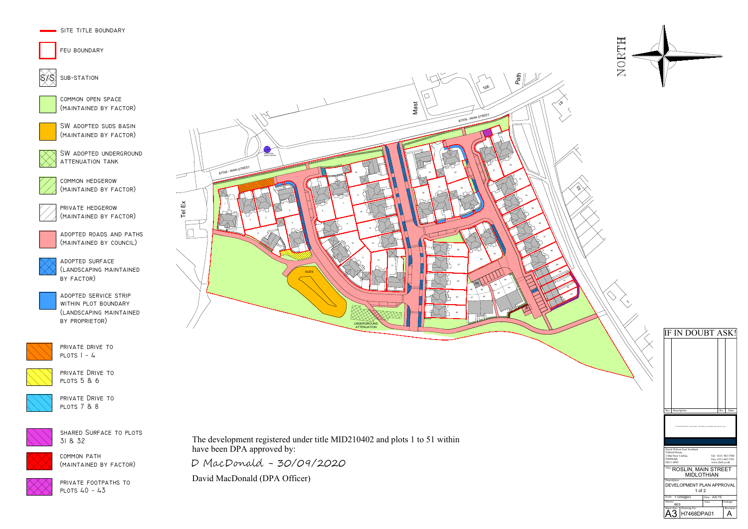- SITE TITLE BOUNDARY
- FEU BOUNDARY
- S/S SUB-STATION
- COMMON OPEN SPACE (MAINTAINED BY FACTOR)
- SW ADOPTED SUDS BASIN (MAINTAINED BY FACTOR)
- SW ADOPTED UNDERGROUND ATTENUATION TANK
- COMMON HEDGEROW (MAINTAINED BY FACTOR)
- PRIVATE HEDGEROW (MAINTAINED BY FACTOR)
- ADOPTED ROADS AND PATHS (MAINTAINED BY COUNCIL)
- ADOPTED SURFACE (LANDSCAPING MAINTAINED BY FACTOR)
- ADOPTED SERVICE STRIP WITHIN PLOT BOUNDARY (LANDSCAPING MAINTAINED BY PROPRIETOR)
- PRIVATE DRIVE TO PLOTS 1 - 4
- PRIVATE DRIVE TO PLOTS 5 & 6
- PRIVATE DRIVE TO PLOTS 7 & 8
- SHARED SURFACE TO PLOTS 31 & 32
- COMMON PATH (MAINTAINED BY FACTOR)
- PRIVATE FOOTPATHS TO PLOTS 40 - 43

NORTH

B7006 - MAIN STREET

Mast

Path

Tel Ex

SUDS

UNDERGROUND ATTENUATION

The development registered under title MID210402 and plots 1 to 51 within have DPA approved by:

D MacDonald - 30/09/2020

David MacDonald (DPA Officer)

IF IN DOUBT ASK!

| Rev | Description: | By: | Date: |
|---|---|---|---|

David Wilson East Scotland
Telford House,
3 Mid New Cultins,
Edinburgh,
EH11 4DH

Tel: 0131 442 5700
Fax: 0131 442 5701
www.dwh.co.uk

Title: ROSLIN, MAIN STREET MIDLOTHIAN

Description: DEVELOPMENT PLAN APPROVAL 1 of 2

| Scale: 1:1250@A3 | Date: JUL'19 | |
|---|---|---|
| Drawn: BES | Area: | Footage: |
| Sheet Size: A3 | Drawing No: H7468DPA01 | Revision: A |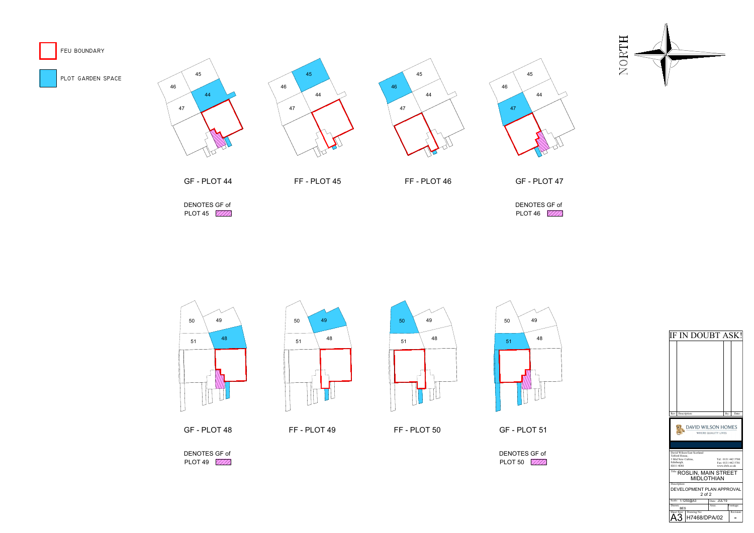FEU BOUNDARY

PLOT GARDEN SPACE

46
45
44
47

GF - PLOT 44

DENOTES GF of PLOT 45

46
45
44
47

FF - PLOT 45

46
45
44
47

FF - PLOT 46

46
45
44
47

GF - PLOT 47

DENOTES GF of PLOT 46

NORTH

50
49
51
48

GF - PLOT 48

DENOTES GF of PLOT 49

50
49
51
48

FF - PLOT 49

50
49
51
48

FF - PLOT 50

50
49
51
48

GF - PLOT 51

DENOTES GF of PLOT 50

IF IN DOUBT ASK!

| Rev | Description: | By: | Date: |
|---|---|---|---|
| | | | |

DAVID WILSON HOMES
WHERE QUALITY LIVES

David Wilson East Scotland
Telford House,
3 Mid New Cultins,
Edinburgh,
EH11 4DH

Tel: 0131 442 5700
Fax: 0131 442 5701
www.dwh.co.uk

Title: ROSLIN, MAIN STREET
MIDLOTHIAN

Description:
DEVELOPMENT PLAN APPROVAL
2 of 2

| Scale: 1:1250@A3 | Date: JUL'19 | |
|---|---|---|
| Drawn: BES | Area: | Footage: |
| Sheet Size: A3 | Drawing No: H7468/DPA/02 | Revision: - |